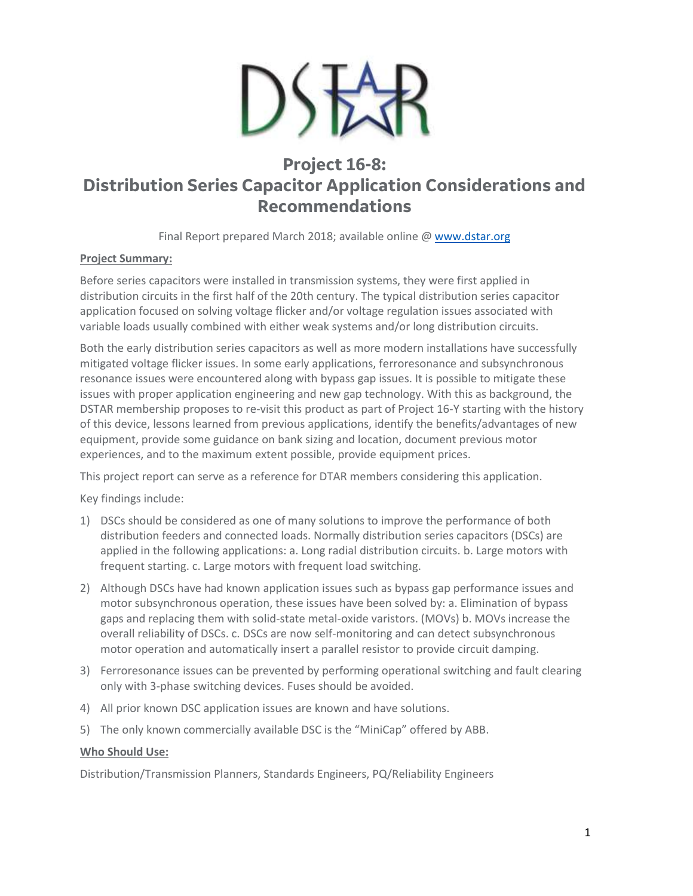# Project 16-8: Distribution Series Capacitor Application Considerations and Recommendations

Final Report prepared March 2018; available online @ www.dstar.org

**Project Summary:**

Before series capacitors were installed in transmission systems, they were first applied in distribution circuits in the first half of the 20th century. The typical distribution series capacitor application focused on solving voltage flicker and/or voltage regulation issues associated with variable loads usually combined with either weak systems and/or long distribution circuits.

Both the early distribution series capacitors as well as more modern installations have successfully mitigated voltage flicker issues. In some early applications, ferroresonance and subsynchronous resonance issues were encountered along with bypass gap issues. It is possible to mitigate these issues with proper application engineering and new gap technology. With this as background, the DSTAR membership proposes to re-visit this product as part of Project 16-Y starting with the history of this device, lessons learned from previous applications, identify the benefits/advantages of new equipment, provide some guidance on bank sizing and location, document previous motor experiences, and to the maximum extent possible, provide equipment prices.

This project report can serve as a reference for DTAR members considering this application.

Key findings include:

1) DSCs should be considered as one of many solutions to improve the performance of both distribution feeders and connected loads. Normally distribution series capacitors (DSCs) are applied in the following applications: a. Long radial distribution circuits. b. Large motors with frequent starting. c. Large motors with frequent load switching.
2) Although DSCs have had known application issues such as bypass gap performance issues and motor subsynchronous operation, these issues have been solved by: a. Elimination of bypass gaps and replacing them with solid-state metal-oxide varistors. (MOVs) b. MOVs increase the overall reliability of DSCs. c. DSCs are now self-monitoring and can detect subsynchronous motor operation and automatically insert a parallel resistor to provide circuit damping.
3) Ferroresonance issues can be prevented by performing operational switching and fault clearing only with 3-phase switching devices. Fuses should be avoided.
4) All prior known DSC application issues are known and have solutions.
5) The only known commercially available DSC is the "MiniCap" offered by ABB.

**Who Should Use:**

Distribution/Transmission Planners, Standards Engineers, PQ/Reliability Engineers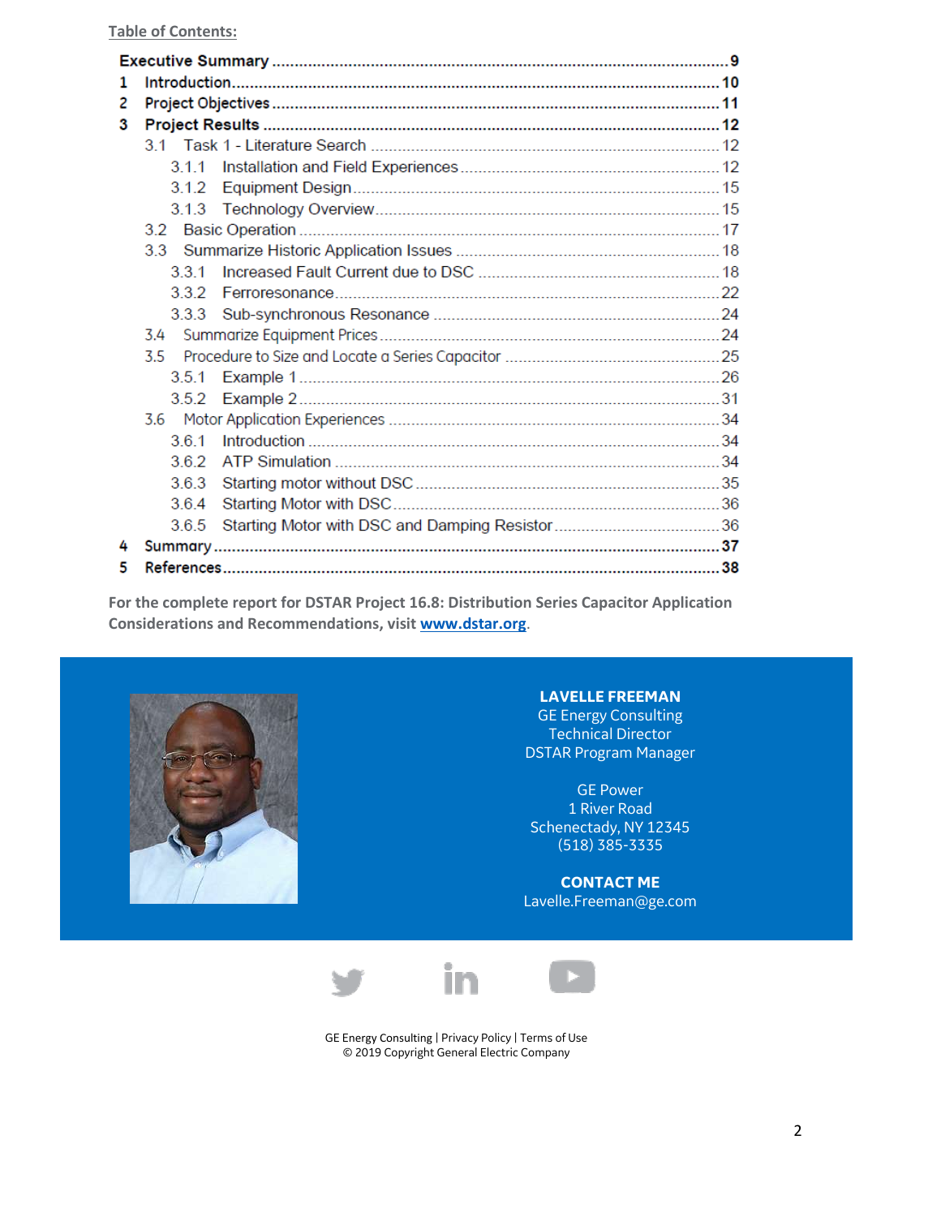Table of Contents:

| | | |
|---|---|---|
| **Executive Summary** | | **9** |
| **1** | **Introduction** | **10** |
| **2** | **Project Objectives** | **11** |
| **3** | **Project Results** | **12** |
| 3.1 | Task 1 - Literature Search | 12 |
| 3.1.1 | Installation and Field Experiences | 12 |
| 3.1.2 | Equipment Design | 15 |
| 3.1.3 | Technology Overview | 15 |
| 3.2 | Basic Operation | 17 |
| 3.3 | Summarize Historic Application Issues | 18 |
| 3.3.1 | Increased Fault Current due to DSC | 18 |
| 3.3.2 | Ferroresonance | 22 |
| 3.3.3 | Sub-synchronous Resonance | 24 |
| 3.4 | Summarize Equipment Prices | 24 |
| 3.5 | Procedure to Size and Locate a Series Capacitor | 25 |
| 3.5.1 | Example 1 | 26 |
| 3.5.2 | Example 2 | 31 |
| 3.6 | Motor Application Experiences | 34 |
| 3.6.1 | Introduction | 34 |
| 3.6.2 | ATP Simulation | 34 |
| 3.6.3 | Starting motor without DSC | 35 |
| 3.6.4 | Starting Motor with DSC | 36 |
| 3.6.5 | Starting Motor with DSC and Damping Resistor | 36 |
| **4** | **Summary** | **37** |
| **5** | **References** | **38** |

**For the complete report for DSTAR Project 16.8: Distribution Series Capacitor Application Considerations and Recommendations, visit [www.dstar.org](www.dstar.org).**

**LAVELLE FREEMAN**
GE Energy Consulting
Technical Director
DSTAR Program Manager

GE Power
1 River Road
Schenectady, NY 12345
(518) 385-3335

**CONTACT ME**
Lavelle.Freeman@ge.com

GE Energy Consulting | Privacy Policy | Terms of Use
© 2019 Copyright General Electric Company